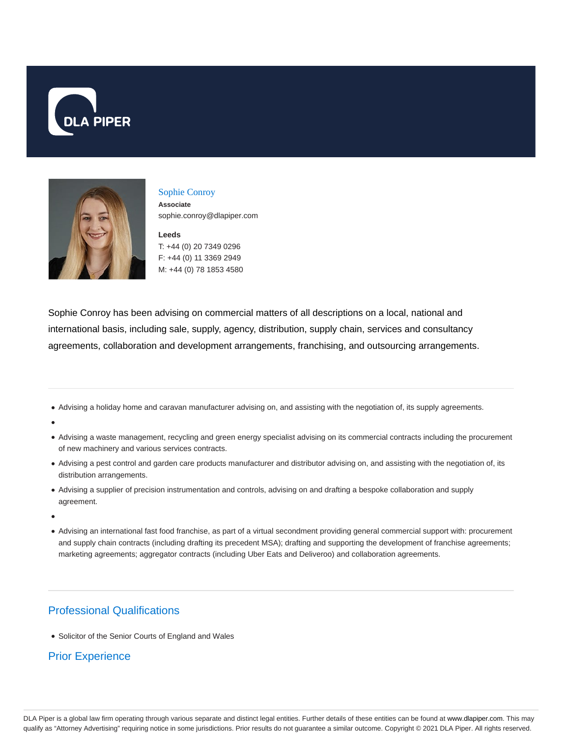Sophie Conroy

**Associate**

sophie.conroy@dlapiper.com

**Leeds**

T: +44 (0) 20 7349 0296

F: +44 (0) 11 3369 2949

M: +44 (0) 78 1853 4580

Sophie Conroy has been advising on commercial matters of all descriptions on a local, national and international basis, including sale, supply, agency, distribution, supply chain, services and consultancy agreements, collaboration and development arrangements, franchising, and outsourcing arrangements.

- Advising a holiday home and caravan manufacturer advising on, and assisting with the negotiation of, its supply agreements.
- 
- Advising a waste management, recycling and green energy specialist advising on its commercial contracts including the procurement of new machinery and various services contracts.
- Advising a pest control and garden care products manufacturer and distributor advising on, and assisting with the negotiation of, its distribution arrangements.
- Advising a supplier of precision instrumentation and controls, advising on and drafting a bespoke collaboration and supply agreement.
- 
- Advising an international fast food franchise, as part of a virtual secondment providing general commercial support with: procurement and supply chain contracts (including drafting its precedent MSA); drafting and supporting the development of franchise agreements; marketing agreements; aggregator contracts (including Uber Eats and Deliveroo) and collaboration agreements.

## Professional Qualifications

- Solicitor of the Senior Courts of England and Wales

## Prior Experience

DLA Piper is a global law firm operating through various separate and distinct legal entities. Further details of these entities can be found at www.dlapiper.com. This may qualify as "Attorney Advertising" requiring notice in some jurisdictions. Prior results do not guarantee a similar outcome. Copyright © 2021 DLA Piper. All rights reserved.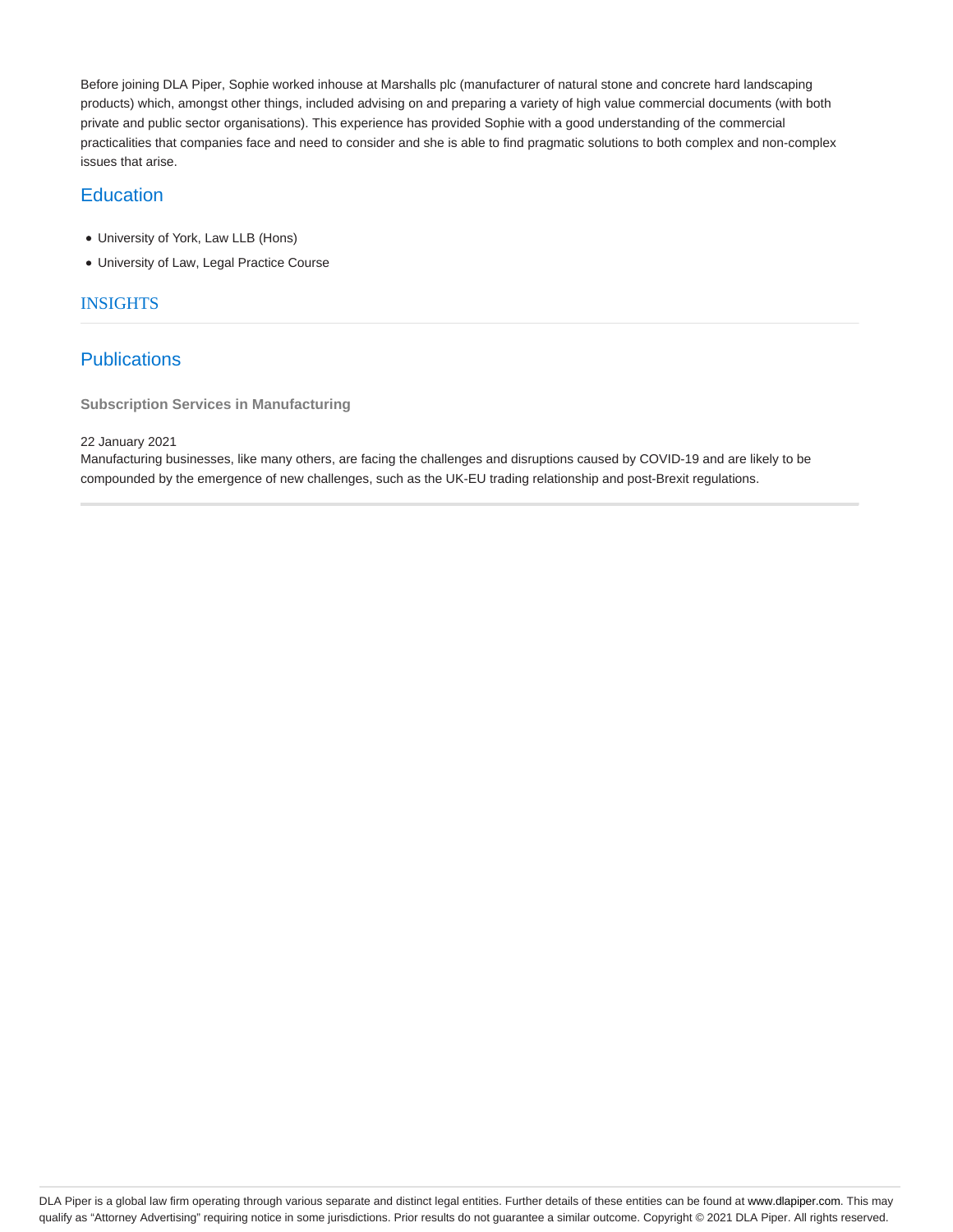Before joining DLA Piper, Sophie worked inhouse at Marshalls plc (manufacturer of natural stone and concrete hard landscaping products) which, amongst other things, included advising on and preparing a variety of high value commercial documents (with both private and public sector organisations). This experience has provided Sophie with a good understanding of the commercial practicalities that companies face and need to consider and she is able to find pragmatic solutions to both complex and non-complex issues that arise.

## Education

- University of York, Law LLB (Hons)
- University of Law, Legal Practice Course

## INSIGHTS

## Publications

**Subscription Services in Manufacturing**

22 January 2021

Manufacturing businesses, like many others, are facing the challenges and disruptions caused by COVID-19 and are likely to be compounded by the emergence of new challenges, such as the UK-EU trading relationship and post-Brexit regulations.

DLA Piper is a global law firm operating through various separate and distinct legal entities. Further details of these entities can be found at www.dlapiper.com. This may qualify as "Attorney Advertising" requiring notice in some jurisdictions. Prior results do not guarantee a similar outcome. Copyright © 2021 DLA Piper. All rights reserved.